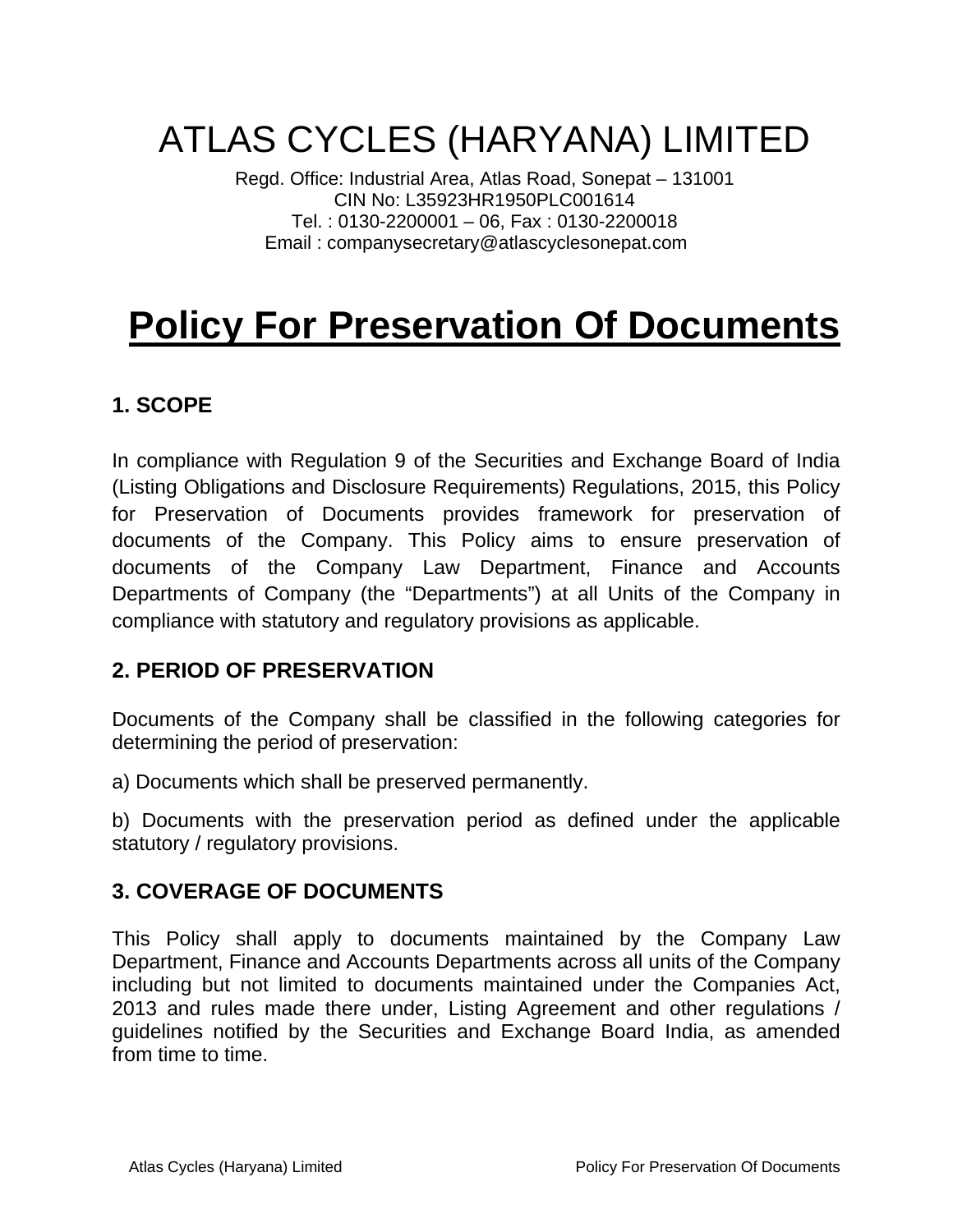# ATLAS CYCLES (HARYANA) LIMITED

Regd. Office: Industrial Area, Atlas Road, Sonepat – 131001
CIN No: L35923HR1950PLC001614
Tel. : 0130-2200001 – 06, Fax : 0130-2200018
Email : companysecretary@atlascyclesonepat.com

# Policy For Preservation Of Documents

## 1. SCOPE

In compliance with Regulation 9 of the Securities and Exchange Board of India (Listing Obligations and Disclosure Requirements) Regulations, 2015, this Policy for Preservation of Documents provides framework for preservation of documents of the Company. This Policy aims to ensure preservation of documents of the Company Law Department, Finance and Accounts Departments of Company (the "Departments") at all Units of the Company in compliance with statutory and regulatory provisions as applicable.

## 2. PERIOD OF PRESERVATION

Documents of the Company shall be classified in the following categories for determining the period of preservation:

a) Documents which shall be preserved permanently.

b) Documents with the preservation period as defined under the applicable statutory / regulatory provisions.

## 3. COVERAGE OF DOCUMENTS

This Policy shall apply to documents maintained by the Company Law Department, Finance and Accounts Departments across all units of the Company including but not limited to documents maintained under the Companies Act, 2013 and rules made there under, Listing Agreement and other regulations / guidelines notified by the Securities and Exchange Board India, as amended from time to time.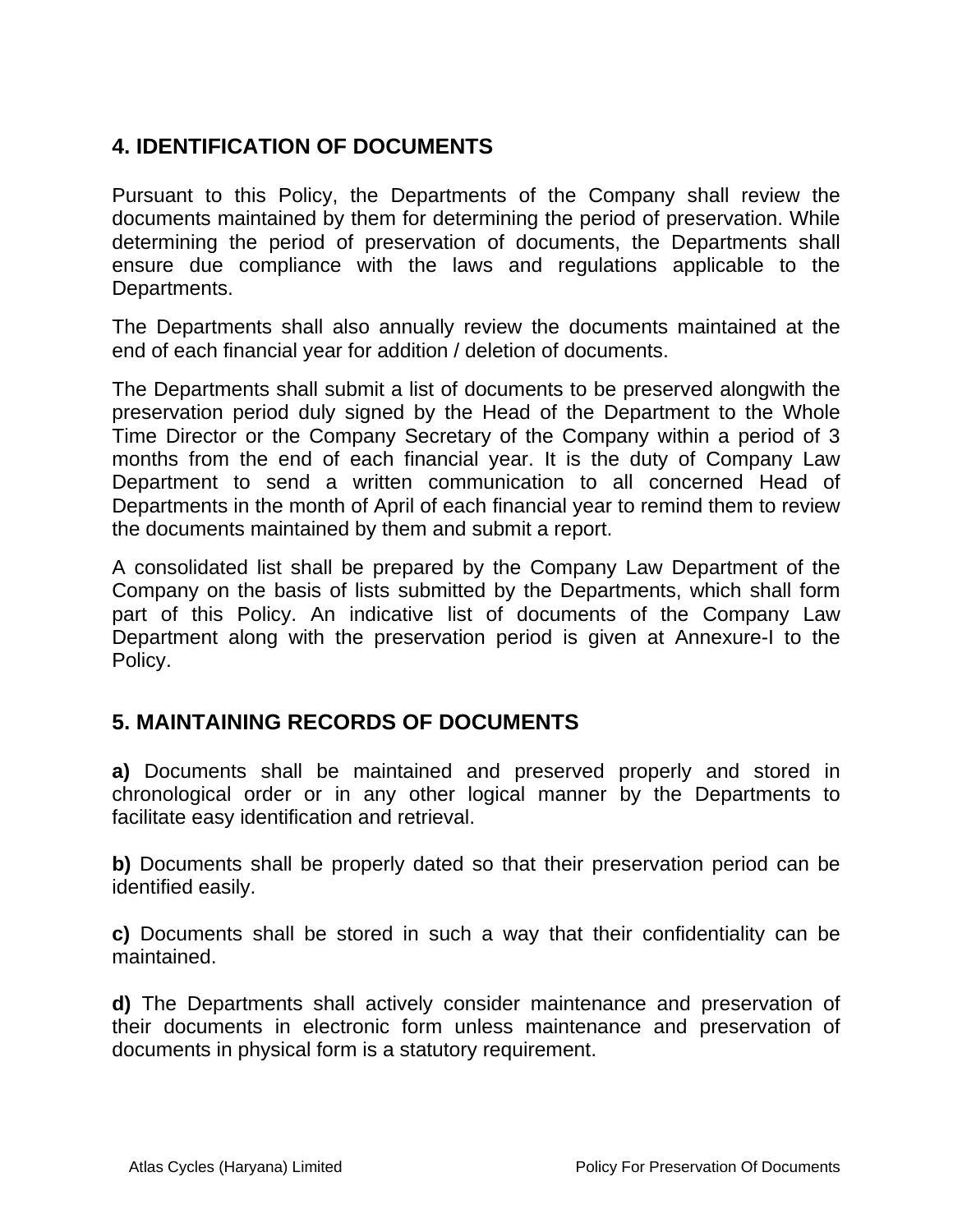## 4. IDENTIFICATION OF DOCUMENTS

Pursuant to this Policy, the Departments of the Company shall review the documents maintained by them for determining the period of preservation. While determining the period of preservation of documents, the Departments shall ensure due compliance with the laws and regulations applicable to the Departments.

The Departments shall also annually review the documents maintained at the end of each financial year for addition / deletion of documents.

The Departments shall submit a list of documents to be preserved alongwith the preservation period duly signed by the Head of the Department to the Whole Time Director or the Company Secretary of the Company within a period of 3 months from the end of each financial year. It is the duty of Company Law Department to send a written communication to all concerned Head of Departments in the month of April of each financial year to remind them to review the documents maintained by them and submit a report.

A consolidated list shall be prepared by the Company Law Department of the Company on the basis of lists submitted by the Departments, which shall form part of this Policy. An indicative list of documents of the Company Law Department along with the preservation period is given at Annexure-I to the Policy.

## 5. MAINTAINING RECORDS OF DOCUMENTS

**a)** Documents shall be maintained and preserved properly and stored in chronological order or in any other logical manner by the Departments to facilitate easy identification and retrieval.

**b)** Documents shall be properly dated so that their preservation period can be identified easily.

**c)** Documents shall be stored in such a way that their confidentiality can be maintained.

**d)** The Departments shall actively consider maintenance and preservation of their documents in electronic form unless maintenance and preservation of documents in physical form is a statutory requirement.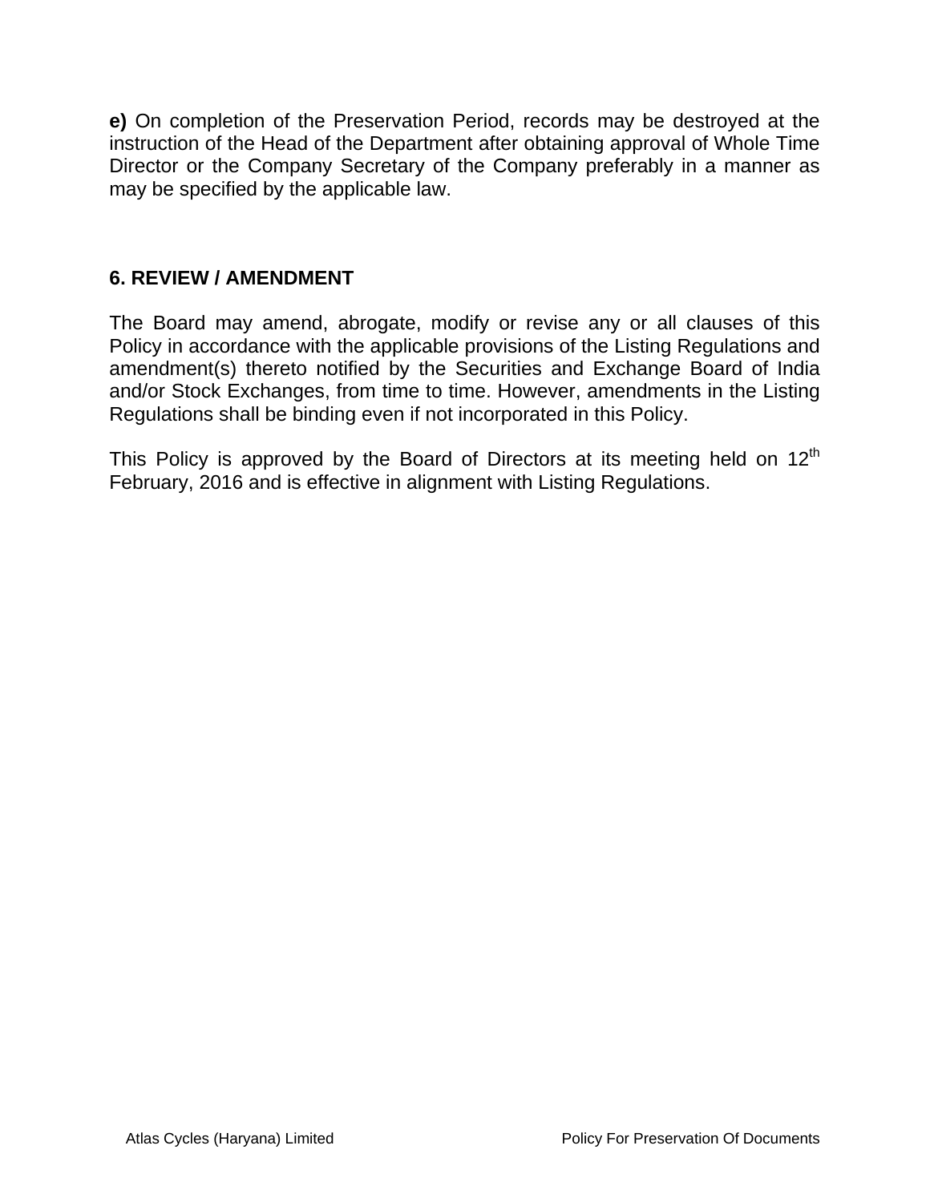**e)** On completion of the Preservation Period, records may be destroyed at the instruction of the Head of the Department after obtaining approval of Whole Time Director or the Company Secretary of the Company preferably in a manner as may be specified by the applicable law.

## 6. REVIEW / AMENDMENT

The Board may amend, abrogate, modify or revise any or all clauses of this Policy in accordance with the applicable provisions of the Listing Regulations and amendment(s) thereto notified by the Securities and Exchange Board of India and/or Stock Exchanges, from time to time. However, amendments in the Listing Regulations shall be binding even if not incorporated in this Policy.

This Policy is approved by the Board of Directors at its meeting held on 12th February, 2016 and is effective in alignment with Listing Regulations.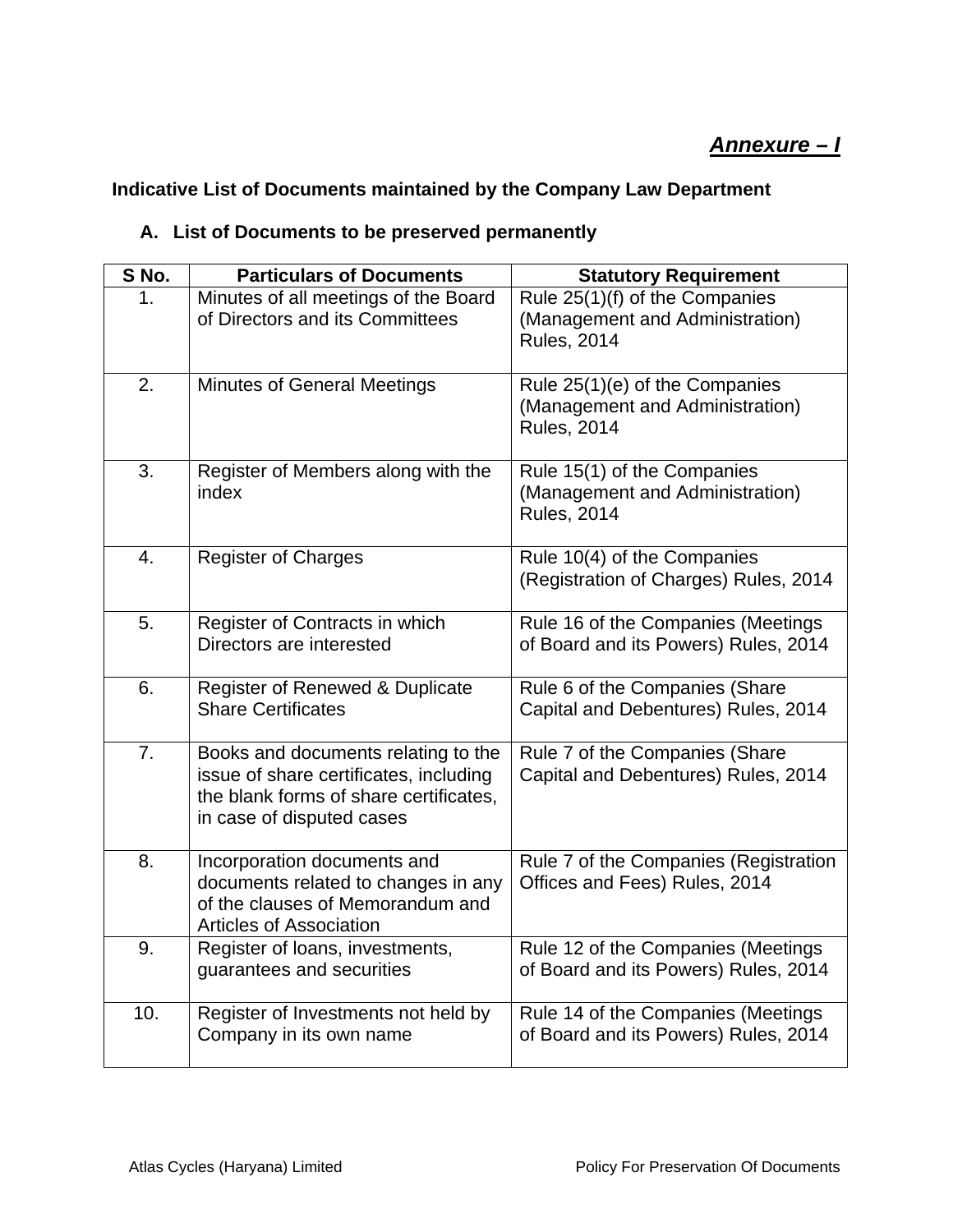***<u>Annexure – I</u>***

**Indicative List of Documents maintained by the Company Law Department**

**A. List of Documents to be preserved permanently**

| S No. | Particulars of Documents | Statutory Requirement |
|---|---|---|
| 1. | Minutes of all meetings of the Board of Directors and its Committees | Rule 25(1)(f) of the Companies (Management and Administration) Rules, 2014 |
| 2. | Minutes of General Meetings | Rule 25(1)(e) of the Companies (Management and Administration) Rules, 2014 |
| 3. | Register of Members along with the index | Rule 15(1) of the Companies (Management and Administration) Rules, 2014 |
| 4. | Register of Charges | Rule 10(4) of the Companies (Registration of Charges) Rules, 2014 |
| 5. | Register of Contracts in which Directors are interested | Rule 16 of the Companies (Meetings of Board and its Powers) Rules, 2014 |
| 6. | Register of Renewed & Duplicate Share Certificates | Rule 6 of the Companies (Share Capital and Debentures) Rules, 2014 |
| 7. | Books and documents relating to the issue of share certificates, including the blank forms of share certificates, in case of disputed cases | Rule 7 of the Companies (Share Capital and Debentures) Rules, 2014 |
| 8. | Incorporation documents and documents related to changes in any of the clauses of Memorandum and Articles of Association | Rule 7 of the Companies (Registration Offices and Fees) Rules, 2014 |
| 9. | Register of loans, investments, guarantees and securities | Rule 12 of the Companies (Meetings of Board and its Powers) Rules, 2014 |
| 10. | Register of Investments not held by Company in its own name | Rule 14 of the Companies (Meetings of Board and its Powers) Rules, 2014 |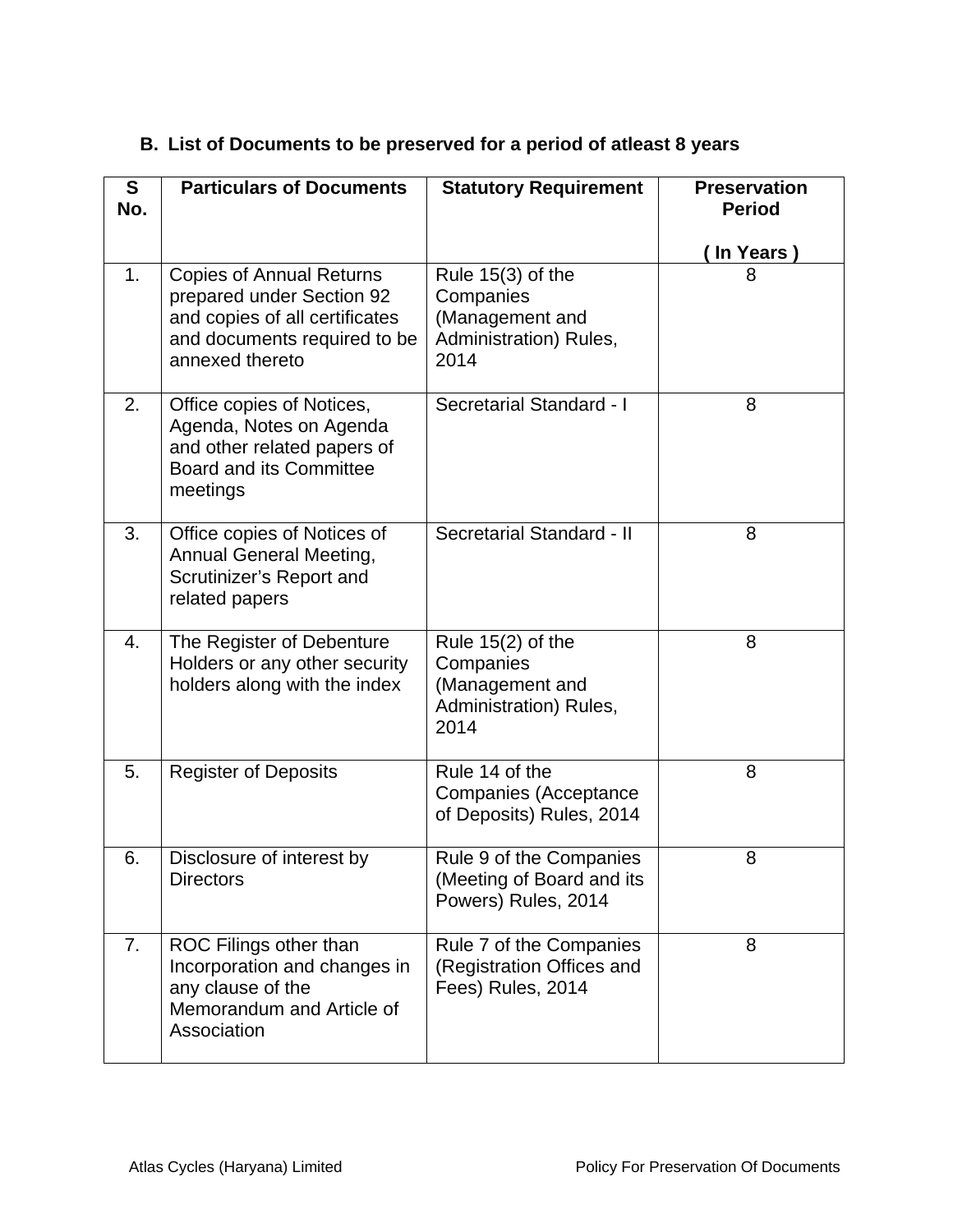### B. List of Documents to be preserved for a period of atleast 8 years

| S No. | Particulars of Documents | Statutory Requirement | Preservation Period ( In Years ) |
|---|---|---|---|
| 1. | Copies of Annual Returns prepared under Section 92 and copies of all certificates and documents required to be annexed thereto | Rule 15(3) of the Companies (Management and Administration) Rules, 2014 | 8 |
| 2. | Office copies of Notices, Agenda, Notes on Agenda and other related papers of Board and its Committee meetings | Secretarial Standard - I | 8 |
| 3. | Office copies of Notices of Annual General Meeting, Scrutinizer's Report and related papers | Secretarial Standard - II | 8 |
| 4. | The Register of Debenture Holders or any other security holders along with the index | Rule 15(2) of the Companies (Management and Administration) Rules, 2014 | 8 |
| 5. | Register of Deposits | Rule 14 of the Companies (Acceptance of Deposits) Rules, 2014 | 8 |
| 6. | Disclosure of interest by Directors | Rule 9 of the Companies (Meeting of Board and its Powers) Rules, 2014 | 8 |
| 7. | ROC Filings other than Incorporation and changes in any clause of the Memorandum and Article of Association | Rule 7 of the Companies (Registration Offices and Fees) Rules, 2014 | 8 |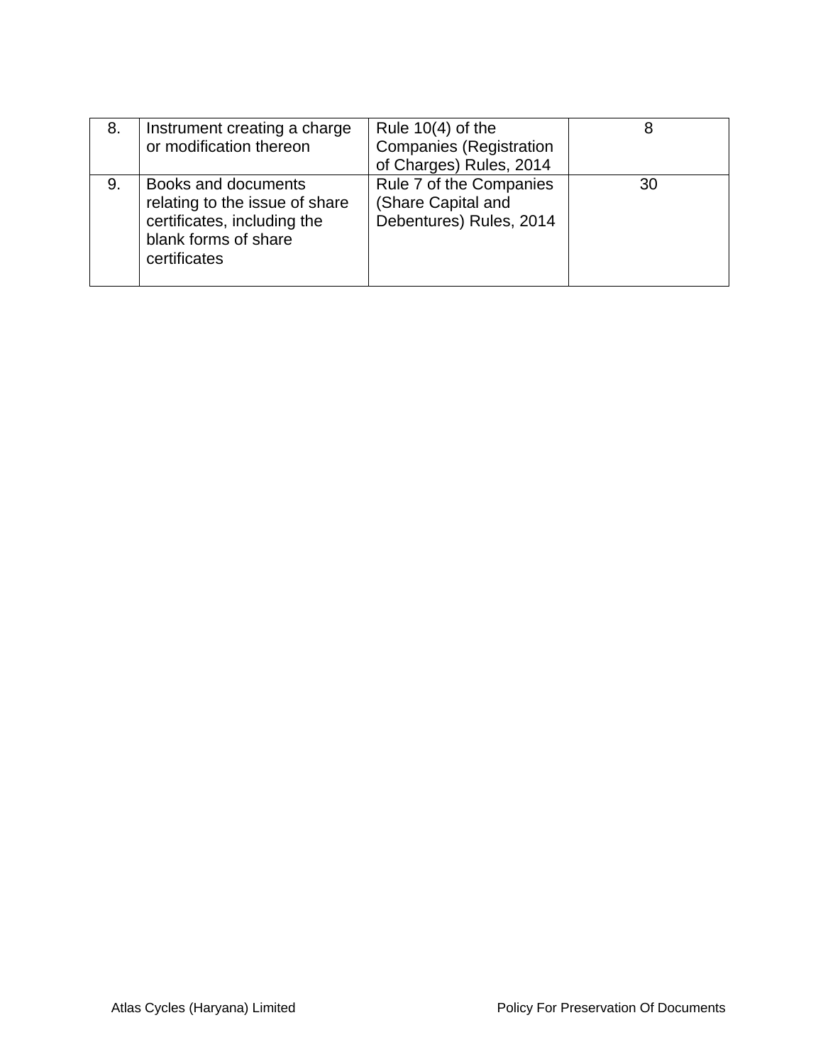| | | | |
|---|---|---|---|
| 8. | Instrument creating a charge or modification thereon | Rule 10(4) of the Companies (Registration of Charges) Rules, 2014 | 8 |
| 9. | Books and documents relating to the issue of share certificates, including the blank forms of share certificates | Rule 7 of the Companies (Share Capital and Debentures) Rules, 2014 | 30 |